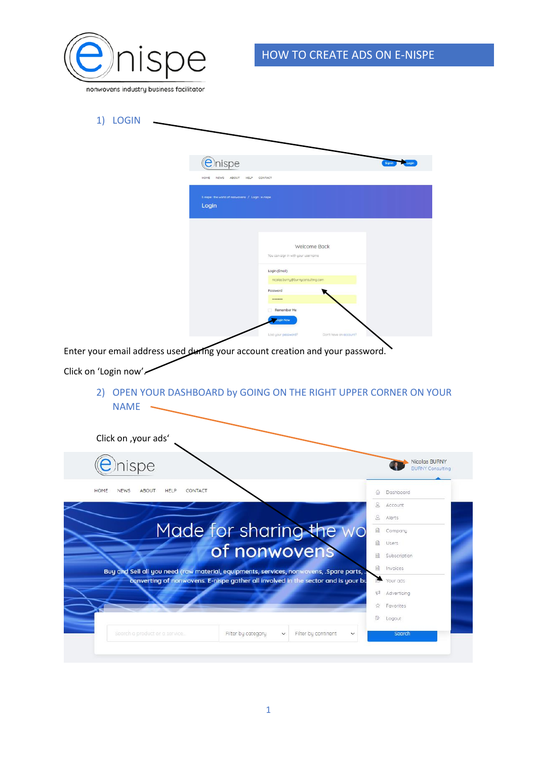# HOW TO CREATE ADS ON E-NISPE

1) LOGIN

Enter your email address used during your account creation and your password.

Click on 'Login now'.

2) OPEN YOUR DASHBOARD by GOING ON THE RIGHT UPPER CORNER ON YOUR NAME

Click on ,your ads'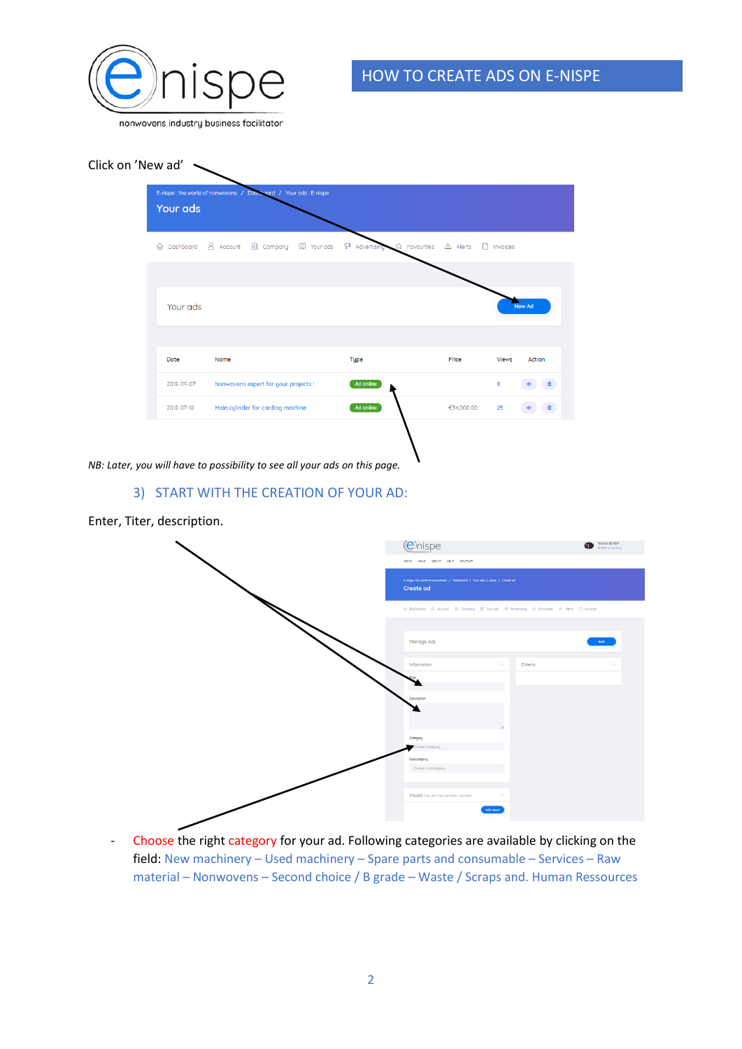Click on 'New ad'

*NB: Later, you will have to possibility to see all your ads on this page.*

## 3) START WITH THE CREATION OF YOUR AD:

Enter, Titer, description.

- Choose the right category for your ad. Following categories are available by clicking on the field: New machinery – Used machinery – Spare parts and consumable – Services – Raw material – Nonwovens – Second choice / B grade – Waste / Scraps and. Human Ressources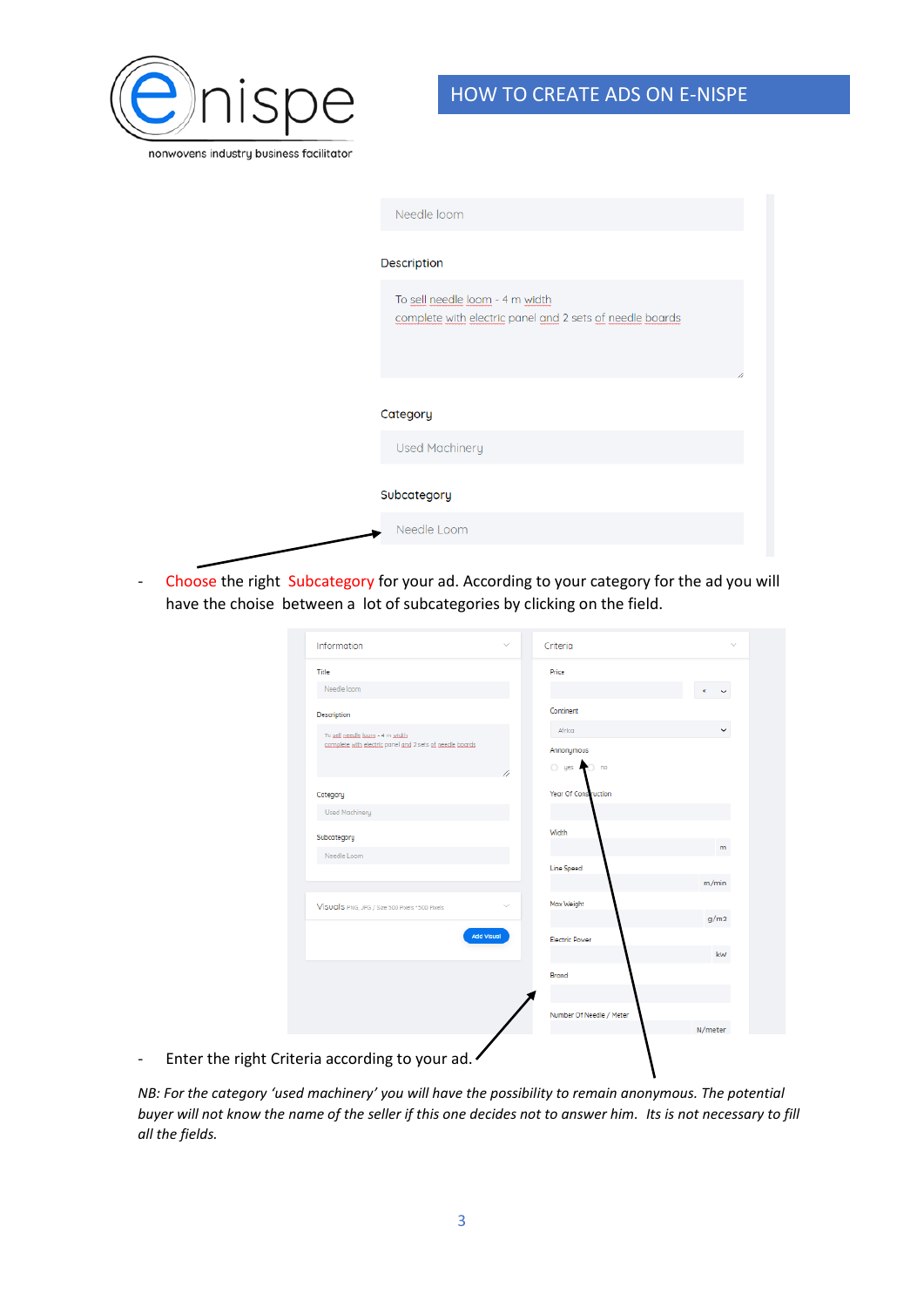Needle loom

Description

To sell needle loom - 4 m width
complete with electric panel and 2 sets of needle boards

Category

Used Machinery

Subcategory

Needle Loom

- Choose the right Subcategory for your ad. According to your category for the ad you will have the choise between a lot of subcategories by clicking on the field.

Information

Title

Needle loom

Description

To sell needle loom - 4 m width
complete with electric panel and 2 sets of needle boards

Category

Used Machinery

Subcategory

Needle Loom

Visuals PNG, JPG / Size 500 Pixels *500 Pixels

Add Visual

Criteria

Price

€

Continent

Africa

Anonymous

yes no

Year Of Construction

Width

m

Line Speed

m/min

Max Weight

g/m2

Electric Power

kw

Brand

Number Of Needle / Meter

N/meter

- Enter the right Criteria according to your ad.

*NB: For the category 'used machinery' you will have the possibility to remain anonymous. The potential buyer will not know the name of the seller if this one decides not to answer him. Its is not necessary to fill all the fields.*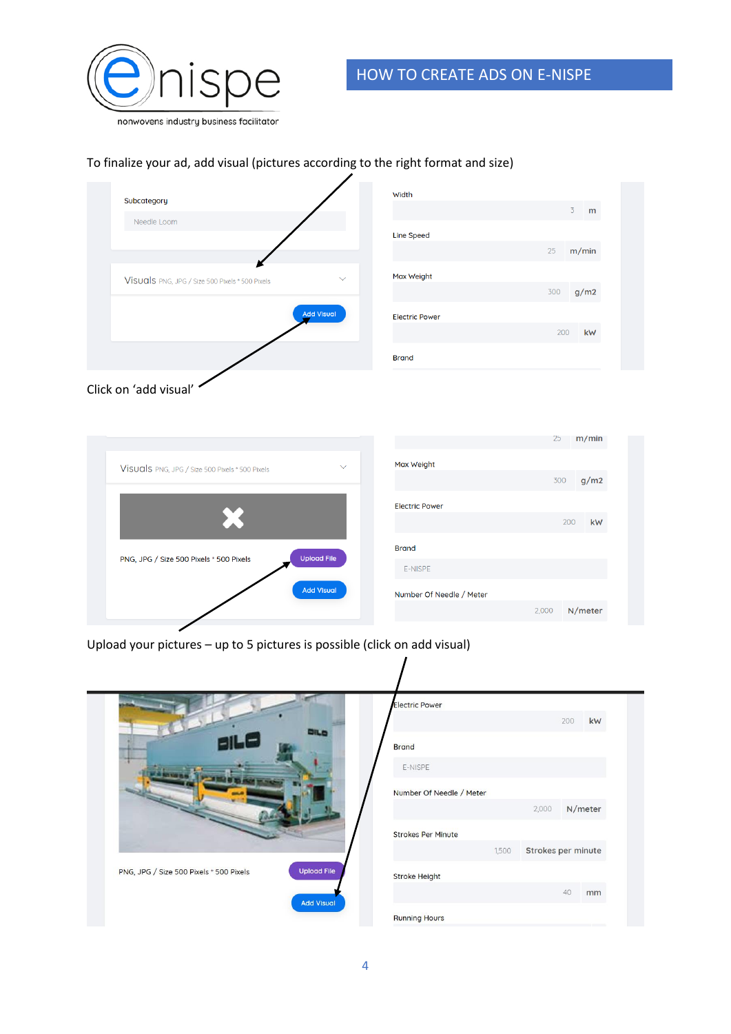To finalize your ad, add visual (pictures according to the right format and size)

Subcategory

Needle Loom

Visuals PNG, JPG / Size 500 Pixels * 500 Pixels

Add Visual

Width

3 m

Line Speed

25 m/min

Max Weight

300 g/m2

Electric Power

200 kW

Brand

Click on 'add visual'

Visuals PNG, JPG / Size 500 Pixels * 500 Pixels

PNG, JPG / Size 500 Pixels * 500 Pixels

Upload File

Add Visual

25 m/min

Max Weight

300 g/m2

Electric Power

200 kW

Brand

E-NISPE

Number Of Needle / Meter

2,000 N/meter

Upload your pictures – up to 5 pictures is possible (click on add visual)

PNG, JPG / Size 500 Pixels * 500 Pixels

Upload File

Add Visual

Electric Power

200 kW

Brand

E-NISPE

Number Of Needle / Meter

2,000 N/meter

Strokes Per Minute

1,500 Strokes per minute

Stroke Height

40 mm

Running Hours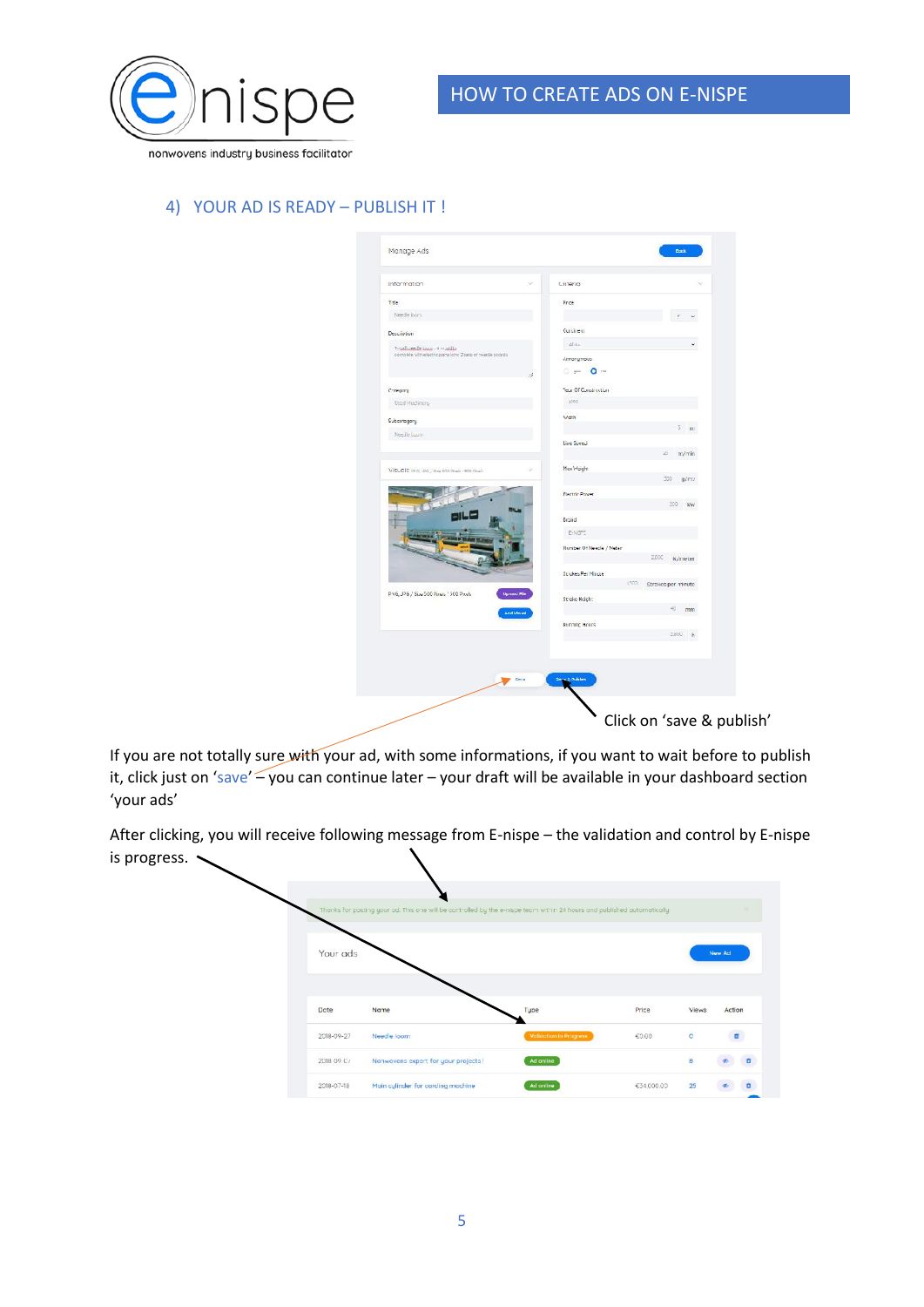## 4) YOUR AD IS READY – PUBLISH IT !

Click on 'save & publish'

If you are not totally sure with your ad, with some informations, if you want to wait before to publish it, click just on 'save' – you can continue later – your draft will be available in your dashboard section 'your ads'

After clicking, you will receive following message from E-nispe – the validation and control by E-nispe is progress.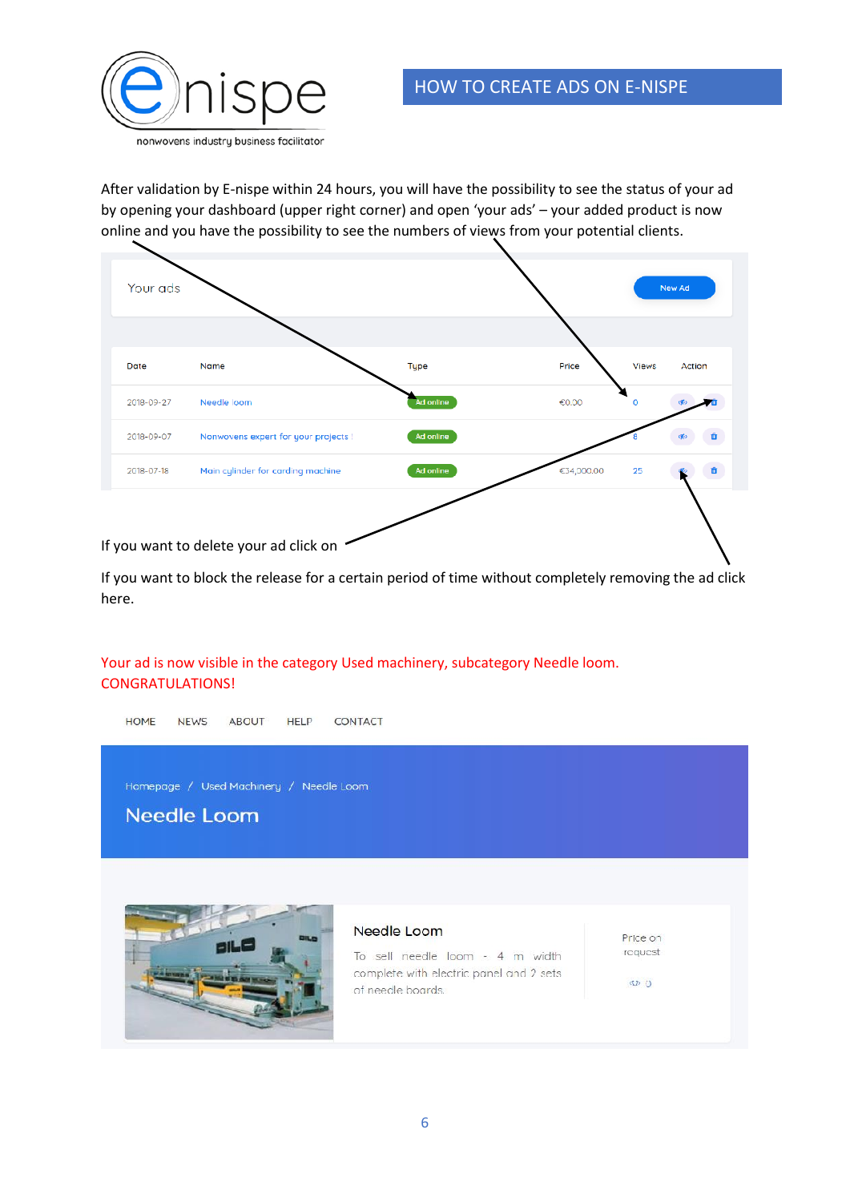## HOW TO CREATE ADS ON E-NISPE

After validation by E-nispe within 24 hours, you will have the possibility to see the status of your ad by opening your dashboard (upper right corner) and open 'your ads' – your added product is now online and you have the possibility to see the numbers of views from your potential clients.

Your ads

New Ad

| Date | Name | Type | Price | Views | Action |
|---|---|---|---|---|---|
| 2018-09-27 | Needle loom | Ad online | €0.00 | 0 | |
| 2018-09-07 | Nonwovens expert for your projects ! | Ad online | | 8 | |
| 2018-07-18 | Main cylinder for carding machine | Ad online | €34,000.00 | 25 | |

If you want to delete your ad click on

If you want to block the release for a certain period of time without completely removing the ad click here.

Your ad is now visible in the category Used machinery, subcategory Needle loom.
CONGRATULATIONS!

HOME NEWS ABOUT HELP CONTACT

Homepage / Used Machinery / Needle Loom

Needle Loom

Needle Loom

To sell needle loom - 4 m width complete with electric panel and 2 sets of needle boards.

Price on request

0